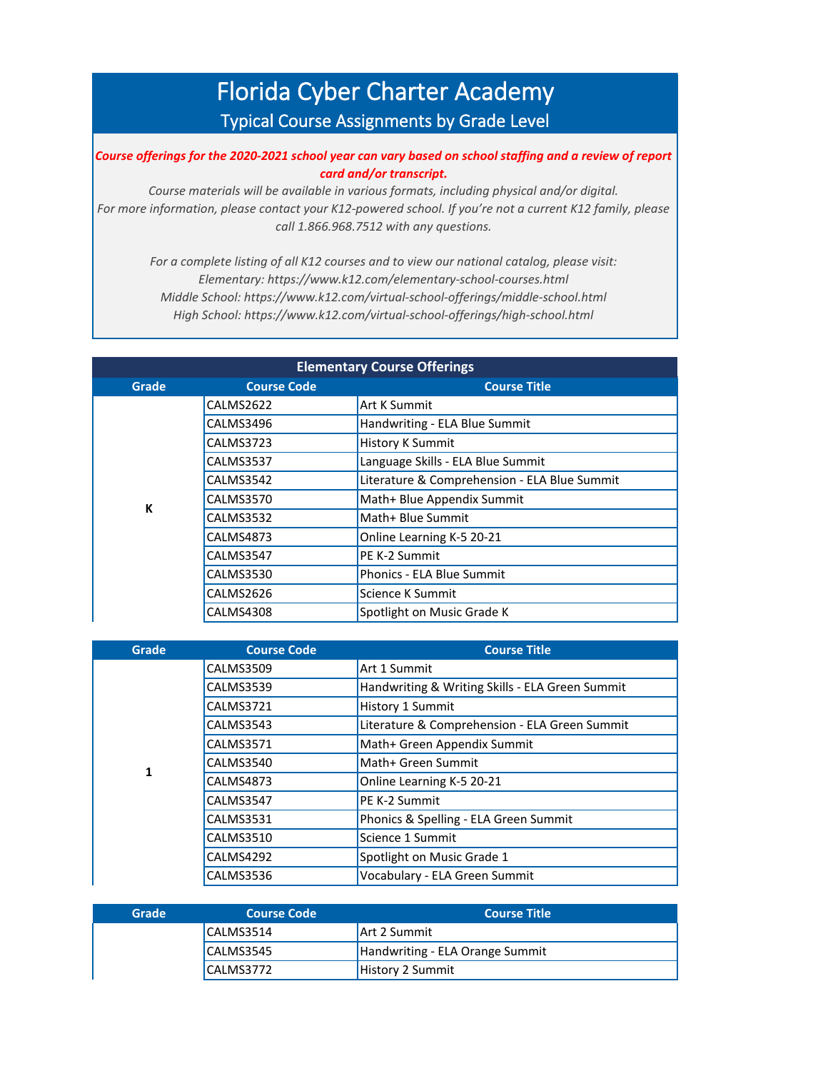# Florida Cyber Charter Academy

## Typical Course Assignments by Grade Level

***Course offerings for the 2020-2021 school year can vary based on school staffing and a review of report card and/or transcript.***

*Course materials will be available in various formats, including physical and/or digital.*
*For more information, please contact your K12-powered school. If you're not a current K12 family, please call 1.866.968.7512 with any questions.*

*For a complete listing of all K12 courses and to view our national catalog, please visit:*
*Elementary: https://www.k12.com/elementary-school-courses.html*
*Middle School: https://www.k12.com/virtual-school-offerings/middle-school.html*
*High School: https://www.k12.com/virtual-school-offerings/high-school.html*

### Elementary Course Offerings

| Grade | Course Code | Course Title |
|---|---|---|
| K | CALMS2622 | Art K Summit |
| | CALMS3496 | Handwriting - ELA Blue Summit |
| | CALMS3723 | History K Summit |
| | CALMS3537 | Language Skills - ELA Blue Summit |
| | CALMS3542 | Literature & Comprehension - ELA Blue Summit |
| | CALMS3570 | Math+ Blue Appendix Summit |
| | CALMS3532 | Math+ Blue Summit |
| | CALMS4873 | Online Learning K-5 20-21 |
| | CALMS3547 | PE K-2 Summit |
| | CALMS3530 | Phonics - ELA Blue Summit |
| | CALMS2626 | Science K Summit |
| | CALMS4308 | Spotlight on Music Grade K |

| Grade | Course Code | Course Title |
|---|---|---|
| 1 | CALMS3509 | Art 1 Summit |
| | CALMS3539 | Handwriting & Writing Skills - ELA Green Summit |
| | CALMS3721 | History 1 Summit |
| | CALMS3543 | Literature & Comprehension - ELA Green Summit |
| | CALMS3571 | Math+ Green Appendix Summit |
| | CALMS3540 | Math+ Green Summit |
| | CALMS4873 | Online Learning K-5 20-21 |
| | CALMS3547 | PE K-2 Summit |
| | CALMS3531 | Phonics & Spelling - ELA Green Summit |
| | CALMS3510 | Science 1 Summit |
| | CALMS4292 | Spotlight on Music Grade 1 |
| | CALMS3536 | Vocabulary - ELA Green Summit |

| Grade | Course Code | Course Title |
|---|---|---|
| | CALMS3514 | Art 2 Summit |
| | CALMS3545 | Handwriting - ELA Orange Summit |
| | CALMS3772 | History 2 Summit |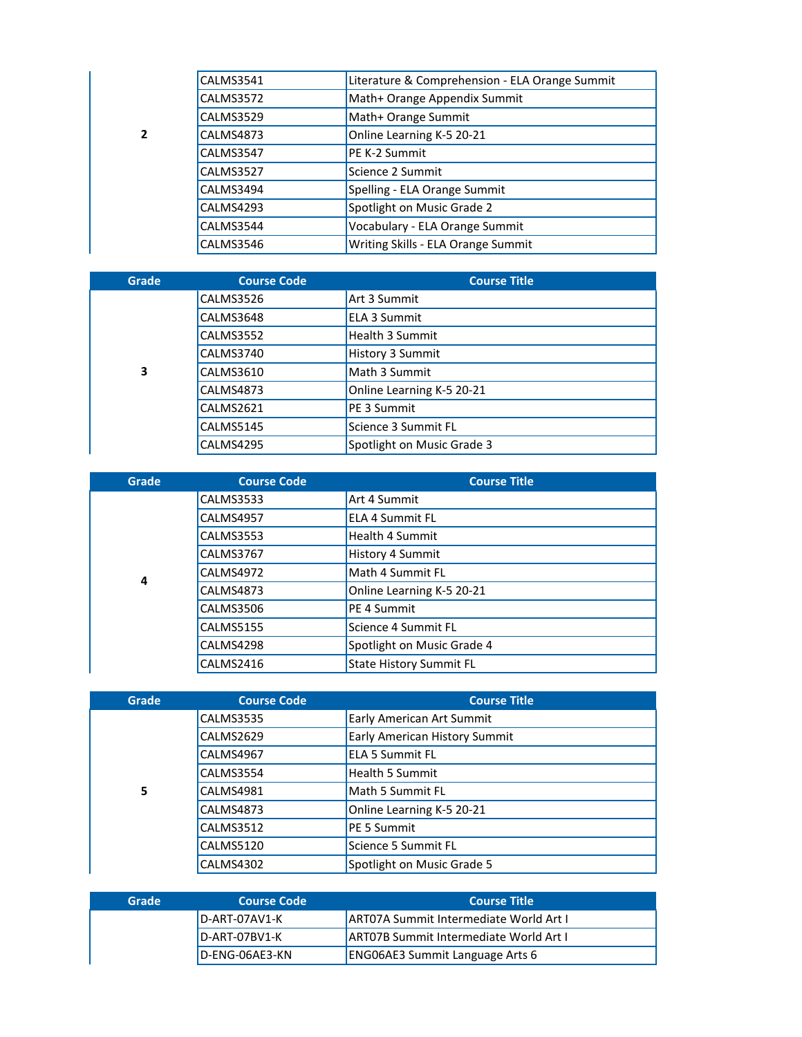| Grade | Course Code | Course Title |
|---|---|---|
| 2 | CALMS3541 | Literature & Comprehension - ELA Orange Summit |
| | CALMS3572 | Math+ Orange Appendix Summit |
| | CALMS3529 | Math+ Orange Summit |
| | CALMS4873 | Online Learning K-5 20-21 |
| | CALMS3547 | PE K-2 Summit |
| | CALMS3527 | Science 2 Summit |
| | CALMS3494 | Spelling - ELA Orange Summit |
| | CALMS4293 | Spotlight on Music Grade 2 |
| | CALMS3544 | Vocabulary - ELA Orange Summit |
| | CALMS3546 | Writing Skills - ELA Orange Summit |

| Grade | Course Code | Course Title |
|---|---|---|
| 3 | CALMS3526 | Art 3 Summit |
| | CALMS3648 | ELA 3 Summit |
| | CALMS3552 | Health 3 Summit |
| | CALMS3740 | History 3 Summit |
| | CALMS3610 | Math 3 Summit |
| | CALMS4873 | Online Learning K-5 20-21 |
| | CALMS2621 | PE 3 Summit |
| | CALMS5145 | Science 3 Summit FL |
| | CALMS4295 | Spotlight on Music Grade 3 |

| Grade | Course Code | Course Title |
|---|---|---|
| 4 | CALMS3533 | Art 4 Summit |
| | CALMS4957 | ELA 4 Summit FL |
| | CALMS3553 | Health 4 Summit |
| | CALMS3767 | History 4 Summit |
| | CALMS4972 | Math 4 Summit FL |
| | CALMS4873 | Online Learning K-5 20-21 |
| | CALMS3506 | PE 4 Summit |
| | CALMS5155 | Science 4 Summit FL |
| | CALMS4298 | Spotlight on Music Grade 4 |
| | CALMS2416 | State History Summit FL |

| Grade | Course Code | Course Title |
|---|---|---|
| 5 | CALMS3535 | Early American Art Summit |
| | CALMS2629 | Early American History Summit |
| | CALMS4967 | ELA 5 Summit FL |
| | CALMS3554 | Health 5 Summit |
| | CALMS4981 | Math 5 Summit FL |
| | CALMS4873 | Online Learning K-5 20-21 |
| | CALMS3512 | PE 5 Summit |
| | CALMS5120 | Science 5 Summit FL |
| | CALMS4302 | Spotlight on Music Grade 5 |

| Grade | Course Code | Course Title |
|---|---|---|
| | D-ART-07AV1-K | ART07A Summit Intermediate World Art I |
| | D-ART-07BV1-K | ART07B Summit Intermediate World Art I |
| | D-ENG-06AE3-KN | ENG06AE3 Summit Language Arts 6 |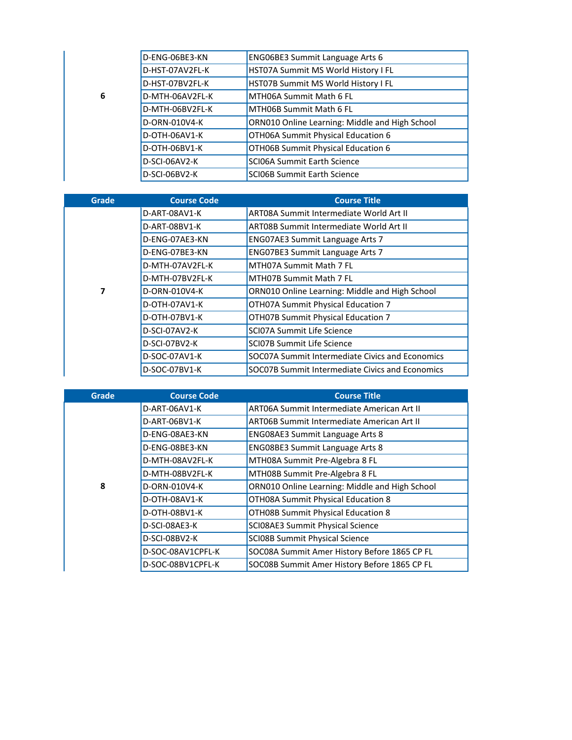| | | |
|---|---|---|
| 6 | D-ENG-06BE3-KN | ENG06BE3 Summit Language Arts 6 |
| | D-HST-07AV2FL-K | HST07A Summit MS World History I FL |
| | D-HST-07BV2FL-K | HST07B Summit MS World History I FL |
| | D-MTH-06AV2FL-K | MTH06A Summit Math 6 FL |
| | D-MTH-06BV2FL-K | MTH06B Summit Math 6 FL |
| | D-ORN-010V4-K | ORN010 Online Learning: Middle and High School |
| | D-OTH-06AV1-K | OTH06A Summit Physical Education 6 |
| | D-OTH-06BV1-K | OTH06B Summit Physical Education 6 |
| | D-SCI-06AV2-K | SCI06A Summit Earth Science |
| | D-SCI-06BV2-K | SCI06B Summit Earth Science |

| Grade | Course Code | Course Title |
|---|---|---|
| 7 | D-ART-08AV1-K | ART08A Summit Intermediate World Art II |
| | D-ART-08BV1-K | ART08B Summit Intermediate World Art II |
| | D-ENG-07AE3-KN | ENG07AE3 Summit Language Arts 7 |
| | D-ENG-07BE3-KN | ENG07BE3 Summit Language Arts 7 |
| | D-MTH-07AV2FL-K | MTH07A Summit Math 7 FL |
| | D-MTH-07BV2FL-K | MTH07B Summit Math 7 FL |
| | D-ORN-010V4-K | ORN010 Online Learning: Middle and High School |
| | D-OTH-07AV1-K | OTH07A Summit Physical Education 7 |
| | D-OTH-07BV1-K | OTH07B Summit Physical Education 7 |
| | D-SCI-07AV2-K | SCI07A Summit Life Science |
| | D-SCI-07BV2-K | SCI07B Summit Life Science |
| | D-SOC-07AV1-K | SOC07A Summit Intermediate Civics and Economics |
| | D-SOC-07BV1-K | SOC07B Summit Intermediate Civics and Economics |

| Grade | Course Code | Course Title |
|---|---|---|
| 8 | D-ART-06AV1-K | ART06A Summit Intermediate American Art II |
| | D-ART-06BV1-K | ART06B Summit Intermediate American Art II |
| | D-ENG-08AE3-KN | ENG08AE3 Summit Language Arts 8 |
| | D-ENG-08BE3-KN | ENG08BE3 Summit Language Arts 8 |
| | D-MTH-08AV2FL-K | MTH08A Summit Pre-Algebra 8 FL |
| | D-MTH-08BV2FL-K | MTH08B Summit Pre-Algebra 8 FL |
| | D-ORN-010V4-K | ORN010 Online Learning: Middle and High School |
| | D-OTH-08AV1-K | OTH08A Summit Physical Education 8 |
| | D-OTH-08BV1-K | OTH08B Summit Physical Education 8 |
| | D-SCI-08AE3-K | SCI08AE3 Summit Physical Science |
| | D-SCI-08BV2-K | SCI08B Summit Physical Science |
| | D-SOC-08AV1CPFL-K | SOC08A Summit Amer History Before 1865 CP FL |
| | D-SOC-08BV1CPFL-K | SOC08B Summit Amer History Before 1865 CP FL |